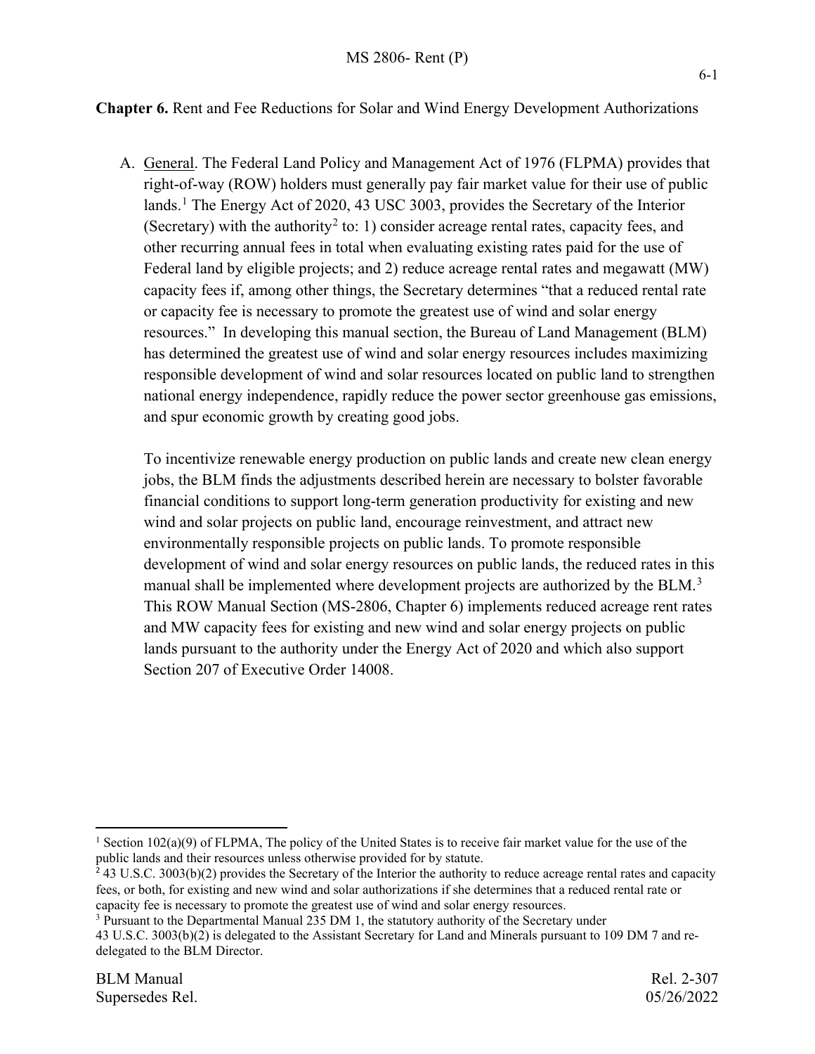**Chapter 6.** Rent and Fee Reductions for Solar and Wind Energy Development Authorizations

A. General. The Federal Land Policy and Management Act of 1976 (FLPMA) provides that right-of-way (ROW) holders must generally pay fair market value for their use of public lands.[1] The Energy Act of 2020, 43 USC 3003, provides the Secretary of the Interior (Secretary) with the authority[2] to: 1) consider acreage rental rates, capacity fees, and other recurring annual fees in total when evaluating existing rates paid for the use of Federal land by eligible projects; and 2) reduce acreage rental rates and megawatt (MW) capacity fees if, among other things, the Secretary determines "that a reduced rental rate or capacity fee is necessary to promote the greatest use of wind and solar energy resources." In developing this manual section, the Bureau of Land Management (BLM) has determined the greatest use of wind and solar energy resources includes maximizing responsible development of wind and solar resources located on public land to strengthen national energy independence, rapidly reduce the power sector greenhouse gas emissions, and spur economic growth by creating good jobs.

To incentivize renewable energy production on public lands and create new clean energy jobs, the BLM finds the adjustments described herein are necessary to bolster favorable financial conditions to support long-term generation productivity for existing and new wind and solar projects on public land, encourage reinvestment, and attract new environmentally responsible projects on public lands. To promote responsible development of wind and solar energy resources on public lands, the reduced rates in this manual shall be implemented where development projects are authorized by the BLM.[3] This ROW Manual Section (MS-2806, Chapter 6) implements reduced acreage rent rates and MW capacity fees for existing and new wind and solar energy projects on public lands pursuant to the authority under the Energy Act of 2020 and which also support Section 207 of Executive Order 14008.

---

[1] Section 102(a)(9) of FLPMA, The policy of the United States is to receive fair market value for the use of the public lands and their resources unless otherwise provided for by statute.

[2] 43 U.S.C. 3003(b)(2) provides the Secretary of the Interior the authority to reduce acreage rental rates and capacity fees, or both, for existing and new wind and solar authorizations if she determines that a reduced rental rate or capacity fee is necessary to promote the greatest use of wind and solar energy resources.

[3] Pursuant to the Departmental Manual 235 DM 1, the statutory authority of the Secretary under 43 U.S.C. 3003(b)(2) is delegated to the Assistant Secretary for Land and Minerals pursuant to 109 DM 7 and re-delegated to the BLM Director.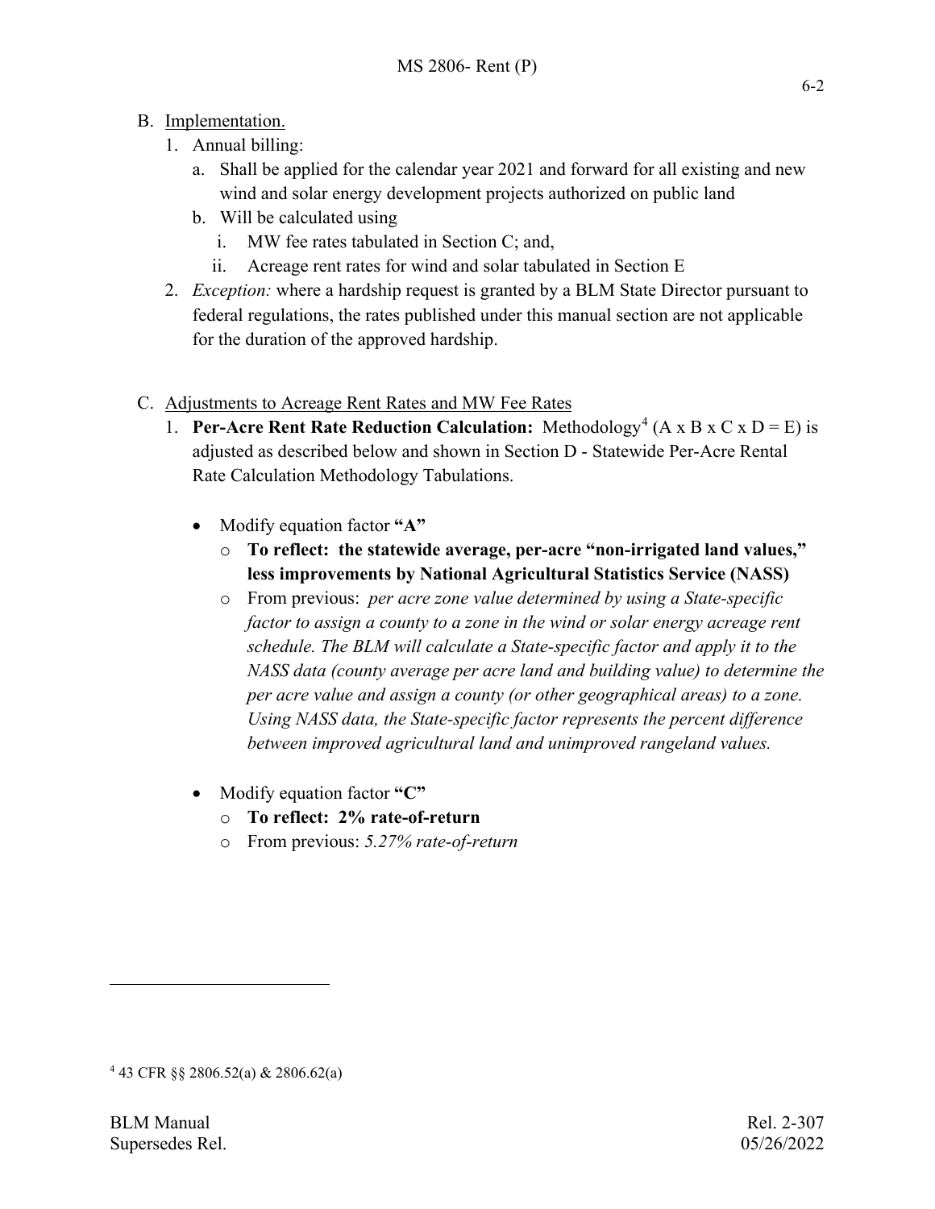B. Implementation.

1. Annual billing:
   a. Shall be applied for the calendar year 2021 and forward for all existing and new wind and solar energy development projects authorized on public land
   b. Will be calculated using
      i. MW fee rates tabulated in Section C; and,
      ii. Acreage rent rates for wind and solar tabulated in Section E
2. *Exception:* where a hardship request is granted by a BLM State Director pursuant to federal regulations, the rates published under this manual section are not applicable for the duration of the approved hardship.

C. Adjustments to Acreage Rent Rates and MW Fee Rates

1. **Per-Acre Rent Rate Reduction Calculation:** Methodology[4] (A x B x C x D = E) is adjusted as described below and shown in Section D - Statewide Per-Acre Rental Rate Calculation Methodology Tabulations.

   - Modify equation factor **"A"**
     - **To reflect: the statewide average, per-acre "non-irrigated land values," less improvements by National Agricultural Statistics Service (NASS)**
     - From previous: *per acre zone value determined by using a State-specific factor to assign a county to a zone in the wind or solar energy acreage rent schedule. The BLM will calculate a State-specific factor and apply it to the NASS data (county average per acre land and building value) to determine the per acre value and assign a county (or other geographical areas) to a zone. Using NASS data, the State-specific factor represents the percent difference between improved agricultural land and unimproved rangeland values.*

   - Modify equation factor **"C"**
     - **To reflect: 2% rate-of-return**
     - From previous: *5.27% rate-of-return*

[4] 43 CFR §§ 2806.52(a) & 2806.62(a)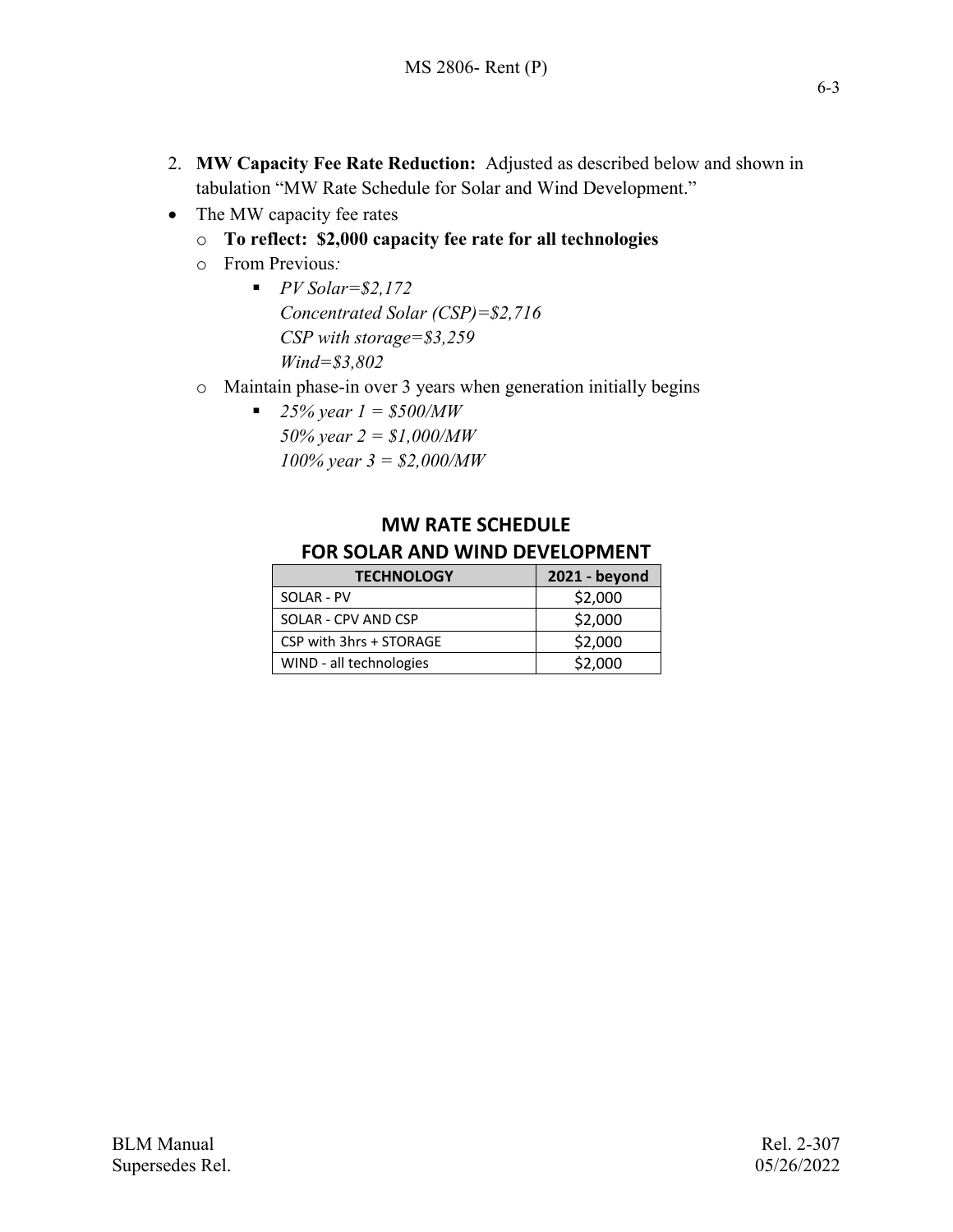2. **MW Capacity Fee Rate Reduction:** Adjusted as described below and shown in tabulation "MW Rate Schedule for Solar and Wind Development."

- The MW capacity fee rates
  - **To reflect: $2,000 capacity fee rate for all technologies**
  - From Previous*:*
    - *PV Solar=$2,172*
      *Concentrated Solar (CSP)=$2,716*
      *CSP with storage=$3,259*
      *Wind=$3,802*
  - Maintain phase-in over 3 years when generation initially begins
    - *25% year 1 = $500/MW*
      *50% year 2 = $1,000/MW*
      *100% year 3 = $2,000/MW*

**MW RATE SCHEDULE FOR SOLAR AND WIND DEVELOPMENT**

| TECHNOLOGY | 2021 - beyond |
|---|---|
| SOLAR - PV | $2,000 |
| SOLAR - CPV AND CSP | $2,000 |
| CSP with 3hrs + STORAGE | $2,000 |
| WIND - all technologies | $2,000 |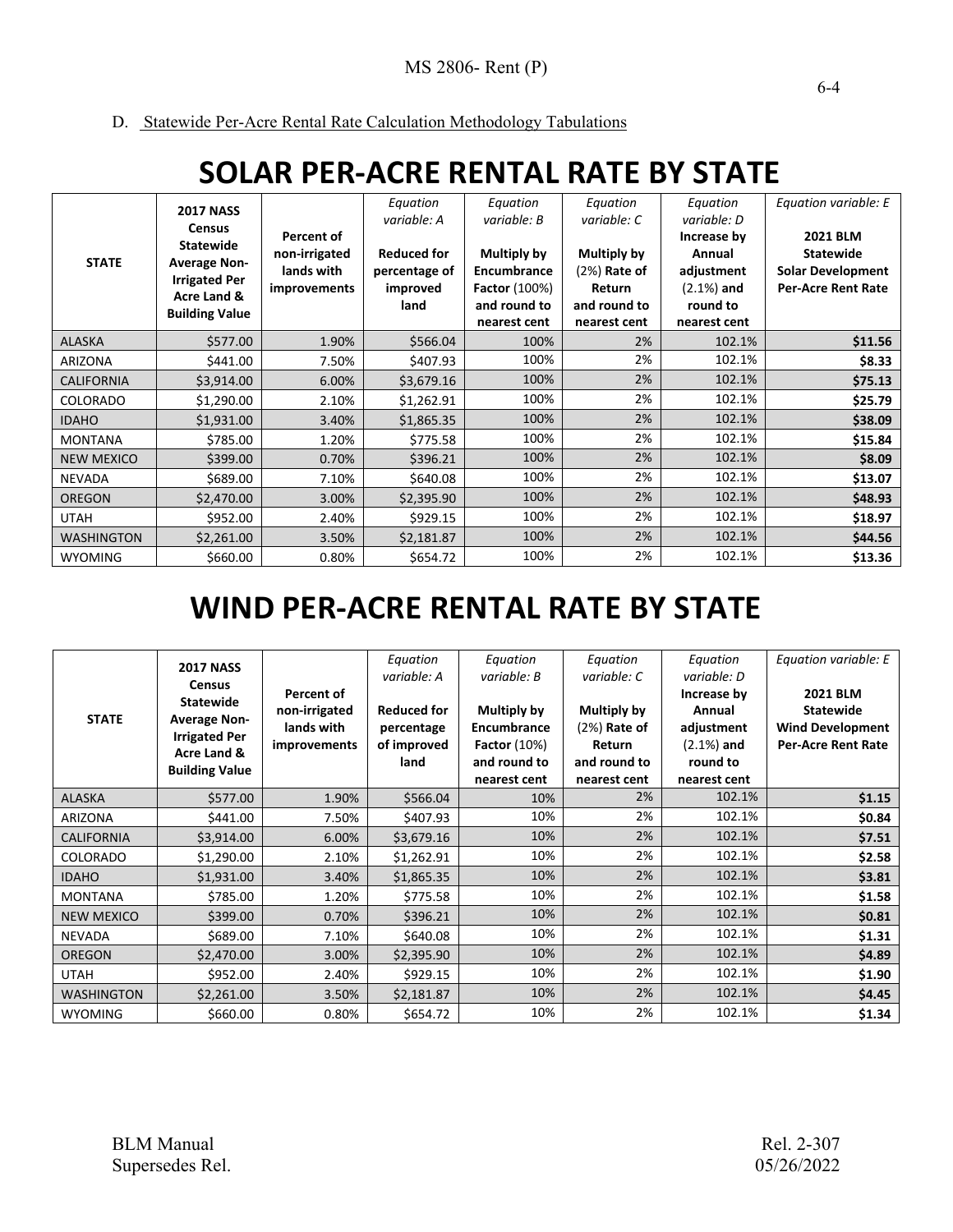D. Statewide Per-Acre Rental Rate Calculation Methodology Tabulations

# SOLAR PER-ACRE RENTAL RATE BY STATE

| STATE | 2017 NASS Census Statewide Average Non-Irrigated Per Acre Land & Building Value | Percent of non-irrigated lands with improvements | *Equation variable: A* Reduced for percentage of improved land | *Equation variable: B* Multiply by Encumbrance Factor (100%) and round to nearest cent | *Equation variable: C* Multiply by (2%) Rate of Return and round to nearest cent | *Equation variable: D* Increase by Annual adjustment (2.1%) and round to nearest cent | *Equation variable: E* 2021 BLM Statewide Solar Development Per-Acre Rent Rate |
|---|---|---|---|---|---|---|---|
| ALASKA | $577.00 | 1.90% | $566.04 | 100% | 2% | 102.1% | **$11.56** |
| ARIZONA | $441.00 | 7.50% | $407.93 | 100% | 2% | 102.1% | **$8.33** |
| CALIFORNIA | $3,914.00 | 6.00% | $3,679.16 | 100% | 2% | 102.1% | **$75.13** |
| COLORADO | $1,290.00 | 2.10% | $1,262.91 | 100% | 2% | 102.1% | **$25.79** |
| IDAHO | $1,931.00 | 3.40% | $1,865.35 | 100% | 2% | 102.1% | **$38.09** |
| MONTANA | $785.00 | 1.20% | $775.58 | 100% | 2% | 102.1% | **$15.84** |
| NEW MEXICO | $399.00 | 0.70% | $396.21 | 100% | 2% | 102.1% | **$8.09** |
| NEVADA | $689.00 | 7.10% | $640.08 | 100% | 2% | 102.1% | **$13.07** |
| OREGON | $2,470.00 | 3.00% | $2,395.90 | 100% | 2% | 102.1% | **$48.93** |
| UTAH | $952.00 | 2.40% | $929.15 | 100% | 2% | 102.1% | **$18.97** |
| WASHINGTON | $2,261.00 | 3.50% | $2,181.87 | 100% | 2% | 102.1% | **$44.56** |
| WYOMING | $660.00 | 0.80% | $654.72 | 100% | 2% | 102.1% | **$13.36** |

# WIND PER-ACRE RENTAL RATE BY STATE

| STATE | 2017 NASS Census Statewide Average Non-Irrigated Per Acre Land & Building Value | Percent of non-irrigated lands with improvements | *Equation variable: A* Reduced for percentage of improved land | *Equation variable: B* Multiply by Encumbrance Factor (10%) and round to nearest cent | *Equation variable: C* Multiply by (2%) Rate of Return and round to nearest cent | *Equation variable: D* Increase by Annual adjustment (2.1%) and round to nearest cent | *Equation variable: E* 2021 BLM Statewide Wind Development Per-Acre Rent Rate |
|---|---|---|---|---|---|---|---|
| ALASKA | $577.00 | 1.90% | $566.04 | 10% | 2% | 102.1% | **$1.15** |
| ARIZONA | $441.00 | 7.50% | $407.93 | 10% | 2% | 102.1% | **$0.84** |
| CALIFORNIA | $3,914.00 | 6.00% | $3,679.16 | 10% | 2% | 102.1% | **$7.51** |
| COLORADO | $1,290.00 | 2.10% | $1,262.91 | 10% | 2% | 102.1% | **$2.58** |
| IDAHO | $1,931.00 | 3.40% | $1,865.35 | 10% | 2% | 102.1% | **$3.81** |
| MONTANA | $785.00 | 1.20% | $775.58 | 10% | 2% | 102.1% | **$1.58** |
| NEW MEXICO | $399.00 | 0.70% | $396.21 | 10% | 2% | 102.1% | **$0.81** |
| NEVADA | $689.00 | 7.10% | $640.08 | 10% | 2% | 102.1% | **$1.31** |
| OREGON | $2,470.00 | 3.00% | $2,395.90 | 10% | 2% | 102.1% | **$4.89** |
| UTAH | $952.00 | 2.40% | $929.15 | 10% | 2% | 102.1% | **$1.90** |
| WASHINGTON | $2,261.00 | 3.50% | $2,181.87 | 10% | 2% | 102.1% | **$4.45** |
| WYOMING | $660.00 | 0.80% | $654.72 | 10% | 2% | 102.1% | **$1.34** |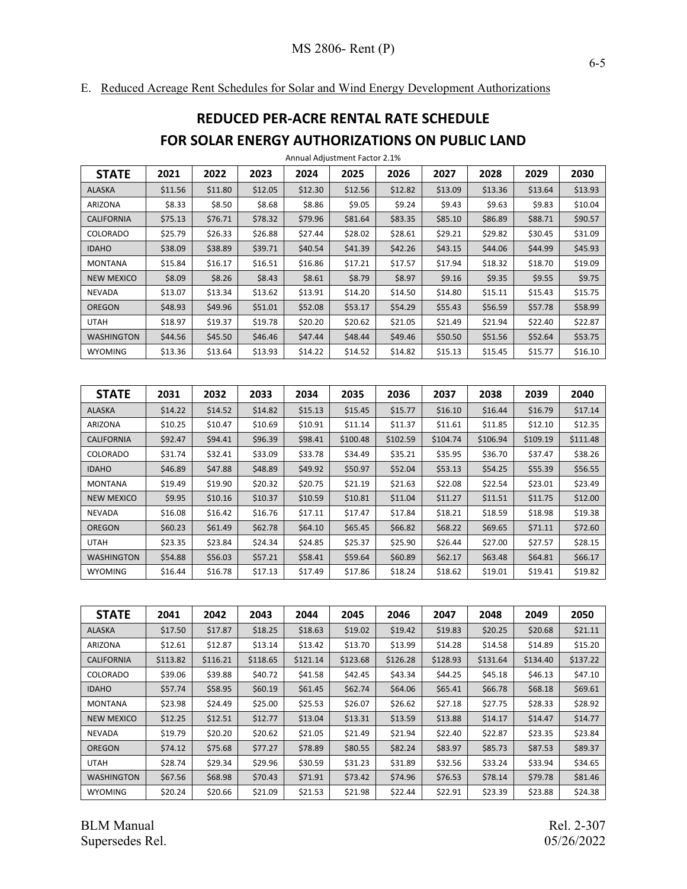E. Reduced Acreage Rent Schedules for Solar and Wind Energy Development Authorizations

## REDUCED PER-ACRE RENTAL RATE SCHEDULE FOR SOLAR ENERGY AUTHORIZATIONS ON PUBLIC LAND

Annual Adjustment Factor 2.1%

| STATE | 2021 | 2022 | 2023 | 2024 | 2025 | 2026 | 2027 | 2028 | 2029 | 2030 |
|---|---|---|---|---|---|---|---|---|---|---|
| ALASKA | $11.56 | $11.80 | $12.05 | $12.30 | $12.56 | $12.82 | $13.09 | $13.36 | $13.64 | $13.93 |
| ARIZONA | $8.33 | $8.50 | $8.68 | $8.86 | $9.05 | $9.24 | $9.43 | $9.63 | $9.83 | $10.04 |
| CALIFORNIA | $75.13 | $76.71 | $78.32 | $79.96 | $81.64 | $83.35 | $85.10 | $86.89 | $88.71 | $90.57 |
| COLORADO | $25.79 | $26.33 | $26.88 | $27.44 | $28.02 | $28.61 | $29.21 | $29.82 | $30.45 | $31.09 |
| IDAHO | $38.09 | $38.89 | $39.71 | $40.54 | $41.39 | $42.26 | $43.15 | $44.06 | $44.99 | $45.93 |
| MONTANA | $15.84 | $16.17 | $16.51 | $16.86 | $17.21 | $17.57 | $17.94 | $18.32 | $18.70 | $19.09 |
| NEW MEXICO | $8.09 | $8.26 | $8.43 | $8.61 | $8.79 | $8.97 | $9.16 | $9.35 | $9.55 | $9.75 |
| NEVADA | $13.07 | $13.34 | $13.62 | $13.91 | $14.20 | $14.50 | $14.80 | $15.11 | $15.43 | $15.75 |
| OREGON | $48.93 | $49.96 | $51.01 | $52.08 | $53.17 | $54.29 | $55.43 | $56.59 | $57.78 | $58.99 |
| UTAH | $18.97 | $19.37 | $19.78 | $20.20 | $20.62 | $21.05 | $21.49 | $21.94 | $22.40 | $22.87 |
| WASHINGTON | $44.56 | $45.50 | $46.46 | $47.44 | $48.44 | $49.46 | $50.50 | $51.56 | $52.64 | $53.75 |
| WYOMING | $13.36 | $13.64 | $13.93 | $14.22 | $14.52 | $14.82 | $15.13 | $15.45 | $15.77 | $16.10 |

| STATE | 2031 | 2032 | 2033 | 2034 | 2035 | 2036 | 2037 | 2038 | 2039 | 2040 |
|---|---|---|---|---|---|---|---|---|---|---|
| ALASKA | $14.22 | $14.52 | $14.82 | $15.13 | $15.45 | $15.77 | $16.10 | $16.44 | $16.79 | $17.14 |
| ARIZONA | $10.25 | $10.47 | $10.69 | $10.91 | $11.14 | $11.37 | $11.61 | $11.85 | $12.10 | $12.35 |
| CALIFORNIA | $92.47 | $94.41 | $96.39 | $98.41 | $100.48 | $102.59 | $104.74 | $106.94 | $109.19 | $111.48 |
| COLORADO | $31.74 | $32.41 | $33.09 | $33.78 | $34.49 | $35.21 | $35.95 | $36.70 | $37.47 | $38.26 |
| IDAHO | $46.89 | $47.88 | $48.89 | $49.92 | $50.97 | $52.04 | $53.13 | $54.25 | $55.39 | $56.55 |
| MONTANA | $19.49 | $19.90 | $20.32 | $20.75 | $21.19 | $21.63 | $22.08 | $22.54 | $23.01 | $23.49 |
| NEW MEXICO | $9.95 | $10.16 | $10.37 | $10.59 | $10.81 | $11.04 | $11.27 | $11.51 | $11.75 | $12.00 |
| NEVADA | $16.08 | $16.42 | $16.76 | $17.11 | $17.47 | $17.84 | $18.21 | $18.59 | $18.98 | $19.38 |
| OREGON | $60.23 | $61.49 | $62.78 | $64.10 | $65.45 | $66.82 | $68.22 | $69.65 | $71.11 | $72.60 |
| UTAH | $23.35 | $23.84 | $24.34 | $24.85 | $25.37 | $25.90 | $26.44 | $27.00 | $27.57 | $28.15 |
| WASHINGTON | $54.88 | $56.03 | $57.21 | $58.41 | $59.64 | $60.89 | $62.17 | $63.48 | $64.81 | $66.17 |
| WYOMING | $16.44 | $16.78 | $17.13 | $17.49 | $17.86 | $18.24 | $18.62 | $19.01 | $19.41 | $19.82 |

| STATE | 2041 | 2042 | 2043 | 2044 | 2045 | 2046 | 2047 | 2048 | 2049 | 2050 |
|---|---|---|---|---|---|---|---|---|---|---|
| ALASKA | $17.50 | $17.87 | $18.25 | $18.63 | $19.02 | $19.42 | $19.83 | $20.25 | $20.68 | $21.11 |
| ARIZONA | $12.61 | $12.87 | $13.14 | $13.42 | $13.70 | $13.99 | $14.28 | $14.58 | $14.89 | $15.20 |
| CALIFORNIA | $113.82 | $116.21 | $118.65 | $121.14 | $123.68 | $126.28 | $128.93 | $131.64 | $134.40 | $137.22 |
| COLORADO | $39.06 | $39.88 | $40.72 | $41.58 | $42.45 | $43.34 | $44.25 | $45.18 | $46.13 | $47.10 |
| IDAHO | $57.74 | $58.95 | $60.19 | $61.45 | $62.74 | $64.06 | $65.41 | $66.78 | $68.18 | $69.61 |
| MONTANA | $23.98 | $24.49 | $25.00 | $25.53 | $26.07 | $26.62 | $27.18 | $27.75 | $28.33 | $28.92 |
| NEW MEXICO | $12.25 | $12.51 | $12.77 | $13.04 | $13.31 | $13.59 | $13.88 | $14.17 | $14.47 | $14.77 |
| NEVADA | $19.79 | $20.20 | $20.62 | $21.05 | $21.49 | $21.94 | $22.40 | $22.87 | $23.35 | $23.84 |
| OREGON | $74.12 | $75.68 | $77.27 | $78.89 | $80.55 | $82.24 | $83.97 | $85.73 | $87.53 | $89.37 |
| UTAH | $28.74 | $29.34 | $29.96 | $30.59 | $31.23 | $31.89 | $32.56 | $33.24 | $33.94 | $34.65 |
| WASHINGTON | $67.56 | $68.98 | $70.43 | $71.91 | $73.42 | $74.96 | $76.53 | $78.14 | $79.78 | $81.46 |
| WYOMING | $20.24 | $20.66 | $21.09 | $21.53 | $21.98 | $22.44 | $22.91 | $23.39 | $23.88 | $24.38 |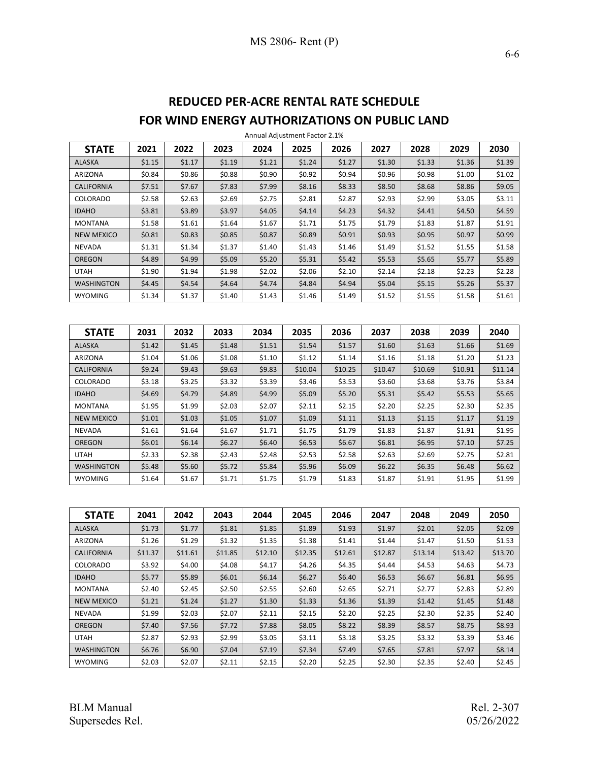## REDUCED PER-ACRE RENTAL RATE SCHEDULE FOR WIND ENERGY AUTHORIZATIONS ON PUBLIC LAND

Annual Adjustment Factor 2.1%

| STATE | 2021 | 2022 | 2023 | 2024 | 2025 | 2026 | 2027 | 2028 | 2029 | 2030 |
|---|---|---|---|---|---|---|---|---|---|---|
| ALASKA | $1.15 | $1.17 | $1.19 | $1.21 | $1.24 | $1.27 | $1.30 | $1.33 | $1.36 | $1.39 |
| ARIZONA | $0.84 | $0.86 | $0.88 | $0.90 | $0.92 | $0.94 | $0.96 | $0.98 | $1.00 | $1.02 |
| CALIFORNIA | $7.51 | $7.67 | $7.83 | $7.99 | $8.16 | $8.33 | $8.50 | $8.68 | $8.86 | $9.05 |
| COLORADO | $2.58 | $2.63 | $2.69 | $2.75 | $2.81 | $2.87 | $2.93 | $2.99 | $3.05 | $3.11 |
| IDAHO | $3.81 | $3.89 | $3.97 | $4.05 | $4.14 | $4.23 | $4.32 | $4.41 | $4.50 | $4.59 |
| MONTANA | $1.58 | $1.61 | $1.64 | $1.67 | $1.71 | $1.75 | $1.79 | $1.83 | $1.87 | $1.91 |
| NEW MEXICO | $0.81 | $0.83 | $0.85 | $0.87 | $0.89 | $0.91 | $0.93 | $0.95 | $0.97 | $0.99 |
| NEVADA | $1.31 | $1.34 | $1.37 | $1.40 | $1.43 | $1.46 | $1.49 | $1.52 | $1.55 | $1.58 |
| OREGON | $4.89 | $4.99 | $5.09 | $5.20 | $5.31 | $5.42 | $5.53 | $5.65 | $5.77 | $5.89 |
| UTAH | $1.90 | $1.94 | $1.98 | $2.02 | $2.06 | $2.10 | $2.14 | $2.18 | $2.23 | $2.28 |
| WASHINGTON | $4.45 | $4.54 | $4.64 | $4.74 | $4.84 | $4.94 | $5.04 | $5.15 | $5.26 | $5.37 |
| WYOMING | $1.34 | $1.37 | $1.40 | $1.43 | $1.46 | $1.49 | $1.52 | $1.55 | $1.58 | $1.61 |

| STATE | 2031 | 2032 | 2033 | 2034 | 2035 | 2036 | 2037 | 2038 | 2039 | 2040 |
|---|---|---|---|---|---|---|---|---|---|---|
| ALASKA | $1.42 | $1.45 | $1.48 | $1.51 | $1.54 | $1.57 | $1.60 | $1.63 | $1.66 | $1.69 |
| ARIZONA | $1.04 | $1.06 | $1.08 | $1.10 | $1.12 | $1.14 | $1.16 | $1.18 | $1.20 | $1.23 |
| CALIFORNIA | $9.24 | $9.43 | $9.63 | $9.83 | $10.04 | $10.25 | $10.47 | $10.69 | $10.91 | $11.14 |
| COLORADO | $3.18 | $3.25 | $3.32 | $3.39 | $3.46 | $3.53 | $3.60 | $3.68 | $3.76 | $3.84 |
| IDAHO | $4.69 | $4.79 | $4.89 | $4.99 | $5.09 | $5.20 | $5.31 | $5.42 | $5.53 | $5.65 |
| MONTANA | $1.95 | $1.99 | $2.03 | $2.07 | $2.11 | $2.15 | $2.20 | $2.25 | $2.30 | $2.35 |
| NEW MEXICO | $1.01 | $1.03 | $1.05 | $1.07 | $1.09 | $1.11 | $1.13 | $1.15 | $1.17 | $1.19 |
| NEVADA | $1.61 | $1.64 | $1.67 | $1.71 | $1.75 | $1.79 | $1.83 | $1.87 | $1.91 | $1.95 |
| OREGON | $6.01 | $6.14 | $6.27 | $6.40 | $6.53 | $6.67 | $6.81 | $6.95 | $7.10 | $7.25 |
| UTAH | $2.33 | $2.38 | $2.43 | $2.48 | $2.53 | $2.58 | $2.63 | $2.69 | $2.75 | $2.81 |
| WASHINGTON | $5.48 | $5.60 | $5.72 | $5.84 | $5.96 | $6.09 | $6.22 | $6.35 | $6.48 | $6.62 |
| WYOMING | $1.64 | $1.67 | $1.71 | $1.75 | $1.79 | $1.83 | $1.87 | $1.91 | $1.95 | $1.99 |

| STATE | 2041 | 2042 | 2043 | 2044 | 2045 | 2046 | 2047 | 2048 | 2049 | 2050 |
|---|---|---|---|---|---|---|---|---|---|---|
| ALASKA | $1.73 | $1.77 | $1.81 | $1.85 | $1.89 | $1.93 | $1.97 | $2.01 | $2.05 | $2.09 |
| ARIZONA | $1.26 | $1.29 | $1.32 | $1.35 | $1.38 | $1.41 | $1.44 | $1.47 | $1.50 | $1.53 |
| CALIFORNIA | $11.37 | $11.61 | $11.85 | $12.10 | $12.35 | $12.61 | $12.87 | $13.14 | $13.42 | $13.70 |
| COLORADO | $3.92 | $4.00 | $4.08 | $4.17 | $4.26 | $4.35 | $4.44 | $4.53 | $4.63 | $4.73 |
| IDAHO | $5.77 | $5.89 | $6.01 | $6.14 | $6.27 | $6.40 | $6.53 | $6.67 | $6.81 | $6.95 |
| MONTANA | $2.40 | $2.45 | $2.50 | $2.55 | $2.60 | $2.65 | $2.71 | $2.77 | $2.83 | $2.89 |
| NEW MEXICO | $1.21 | $1.24 | $1.27 | $1.30 | $1.33 | $1.36 | $1.39 | $1.42 | $1.45 | $1.48 |
| NEVADA | $1.99 | $2.03 | $2.07 | $2.11 | $2.15 | $2.20 | $2.25 | $2.30 | $2.35 | $2.40 |
| OREGON | $7.40 | $7.56 | $7.72 | $7.88 | $8.05 | $8.22 | $8.39 | $8.57 | $8.75 | $8.93 |
| UTAH | $2.87 | $2.93 | $2.99 | $3.05 | $3.11 | $3.18 | $3.25 | $3.32 | $3.39 | $3.46 |
| WASHINGTON | $6.76 | $6.90 | $7.04 | $7.19 | $7.34 | $7.49 | $7.65 | $7.81 | $7.97 | $8.14 |
| WYOMING | $2.03 | $2.07 | $2.11 | $2.15 | $2.20 | $2.25 | $2.30 | $2.35 | $2.40 | $2.45 |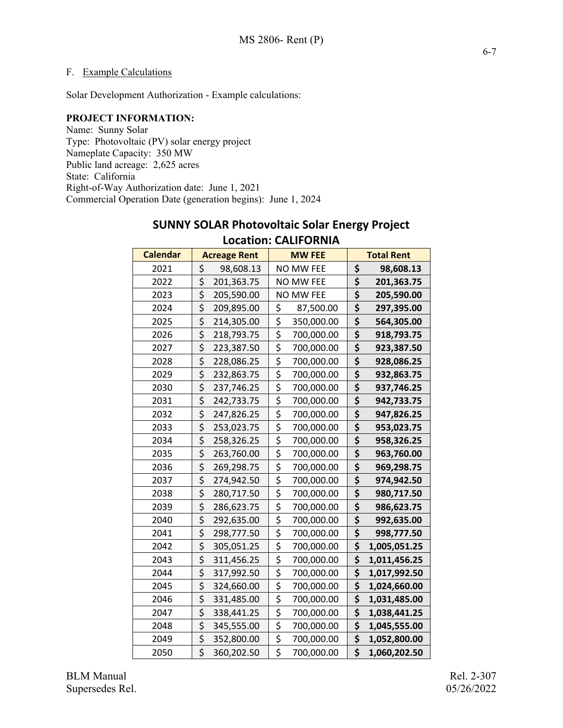F. Example Calculations

Solar Development Authorization - Example calculations:

**PROJECT INFORMATION:**
Name: Sunny Solar
Type: Photovoltaic (PV) solar energy project
Nameplate Capacity: 350 MW
Public land acreage: 2,625 acres
State: California
Right-of-Way Authorization date: June 1, 2021
Commercial Operation Date (generation begins): June 1, 2024

**SUNNY SOLAR Photovoltaic Solar Energy Project**
**Location: CALIFORNIA**

| Calendar | Acreage Rent | MW FEE | Total Rent |
|---|---|---|---|
| 2021 | $ 98,608.13 | NO MW FEE | **$ 98,608.13** |
| 2022 | $ 201,363.75 | NO MW FEE | **$ 201,363.75** |
| 2023 | $ 205,590.00 | NO MW FEE | **$ 205,590.00** |
| 2024 | $ 209,895.00 | $ 87,500.00 | **$ 297,395.00** |
| 2025 | $ 214,305.00 | $ 350,000.00 | **$ 564,305.00** |
| 2026 | $ 218,793.75 | $ 700,000.00 | **$ 918,793.75** |
| 2027 | $ 223,387.50 | $ 700,000.00 | **$ 923,387.50** |
| 2028 | $ 228,086.25 | $ 700,000.00 | **$ 928,086.25** |
| 2029 | $ 232,863.75 | $ 700,000.00 | **$ 932,863.75** |
| 2030 | $ 237,746.25 | $ 700,000.00 | **$ 937,746.25** |
| 2031 | $ 242,733.75 | $ 700,000.00 | **$ 942,733.75** |
| 2032 | $ 247,826.25 | $ 700,000.00 | **$ 947,826.25** |
| 2033 | $ 253,023.75 | $ 700,000.00 | **$ 953,023.75** |
| 2034 | $ 258,326.25 | $ 700,000.00 | **$ 958,326.25** |
| 2035 | $ 263,760.00 | $ 700,000.00 | **$ 963,760.00** |
| 2036 | $ 269,298.75 | $ 700,000.00 | **$ 969,298.75** |
| 2037 | $ 274,942.50 | $ 700,000.00 | **$ 974,942.50** |
| 2038 | $ 280,717.50 | $ 700,000.00 | **$ 980,717.50** |
| 2039 | $ 286,623.75 | $ 700,000.00 | **$ 986,623.75** |
| 2040 | $ 292,635.00 | $ 700,000.00 | **$ 992,635.00** |
| 2041 | $ 298,777.50 | $ 700,000.00 | **$ 998,777.50** |
| 2042 | $ 305,051.25 | $ 700,000.00 | **$ 1,005,051.25** |
| 2043 | $ 311,456.25 | $ 700,000.00 | **$ 1,011,456.25** |
| 2044 | $ 317,992.50 | $ 700,000.00 | **$ 1,017,992.50** |
| 2045 | $ 324,660.00 | $ 700,000.00 | **$ 1,024,660.00** |
| 2046 | $ 331,485.00 | $ 700,000.00 | **$ 1,031,485.00** |
| 2047 | $ 338,441.25 | $ 700,000.00 | **$ 1,038,441.25** |
| 2048 | $ 345,555.00 | $ 700,000.00 | **$ 1,045,555.00** |
| 2049 | $ 352,800.00 | $ 700,000.00 | **$ 1,052,800.00** |
| 2050 | $ 360,202.50 | $ 700,000.00 | **$ 1,060,202.50** |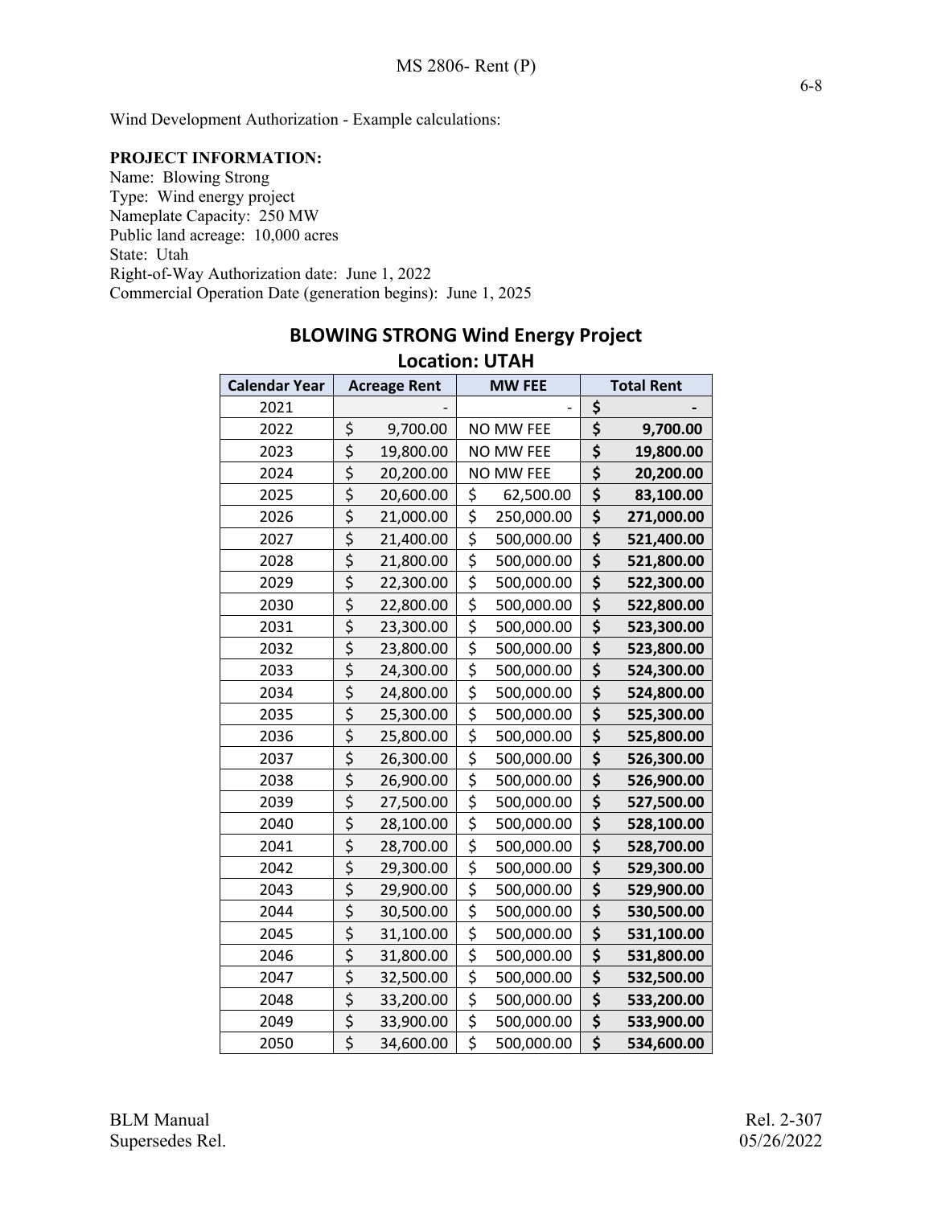Wind Development Authorization - Example calculations:

**PROJECT INFORMATION:**
Name: Blowing Strong
Type: Wind energy project
Nameplate Capacity: 250 MW
Public land acreage: 10,000 acres
State: Utah
Right-of-Way Authorization date: June 1, 2022
Commercial Operation Date (generation begins): June 1, 2025

**BLOWING STRONG Wind Energy Project**
**Location: UTAH**

| Calendar Year | Acreage Rent | MW FEE | Total Rent |
|---|---|---|---|
| 2021 | - | - | **$ -** |
| 2022 | $ 9,700.00 | NO MW FEE | **$ 9,700.00** |
| 2023 | $ 19,800.00 | NO MW FEE | **$ 19,800.00** |
| 2024 | $ 20,200.00 | NO MW FEE | **$ 20,200.00** |
| 2025 | $ 20,600.00 | $ 62,500.00 | **$ 83,100.00** |
| 2026 | $ 21,000.00 | $ 250,000.00 | **$ 271,000.00** |
| 2027 | $ 21,400.00 | $ 500,000.00 | **$ 521,400.00** |
| 2028 | $ 21,800.00 | $ 500,000.00 | **$ 521,800.00** |
| 2029 | $ 22,300.00 | $ 500,000.00 | **$ 522,300.00** |
| 2030 | $ 22,800.00 | $ 500,000.00 | **$ 522,800.00** |
| 2031 | $ 23,300.00 | $ 500,000.00 | **$ 523,300.00** |
| 2032 | $ 23,800.00 | $ 500,000.00 | **$ 523,800.00** |
| 2033 | $ 24,300.00 | $ 500,000.00 | **$ 524,300.00** |
| 2034 | $ 24,800.00 | $ 500,000.00 | **$ 524,800.00** |
| 2035 | $ 25,300.00 | $ 500,000.00 | **$ 525,300.00** |
| 2036 | $ 25,800.00 | $ 500,000.00 | **$ 525,800.00** |
| 2037 | $ 26,300.00 | $ 500,000.00 | **$ 526,300.00** |
| 2038 | $ 26,900.00 | $ 500,000.00 | **$ 526,900.00** |
| 2039 | $ 27,500.00 | $ 500,000.00 | **$ 527,500.00** |
| 2040 | $ 28,100.00 | $ 500,000.00 | **$ 528,100.00** |
| 2041 | $ 28,700.00 | $ 500,000.00 | **$ 528,700.00** |
| 2042 | $ 29,300.00 | $ 500,000.00 | **$ 529,300.00** |
| 2043 | $ 29,900.00 | $ 500,000.00 | **$ 529,900.00** |
| 2044 | $ 30,500.00 | $ 500,000.00 | **$ 530,500.00** |
| 2045 | $ 31,100.00 | $ 500,000.00 | **$ 531,100.00** |
| 2046 | $ 31,800.00 | $ 500,000.00 | **$ 531,800.00** |
| 2047 | $ 32,500.00 | $ 500,000.00 | **$ 532,500.00** |
| 2048 | $ 33,200.00 | $ 500,000.00 | **$ 533,200.00** |
| 2049 | $ 33,900.00 | $ 500,000.00 | **$ 533,900.00** |
| 2050 | $ 34,600.00 | $ 500,000.00 | **$ 534,600.00** |